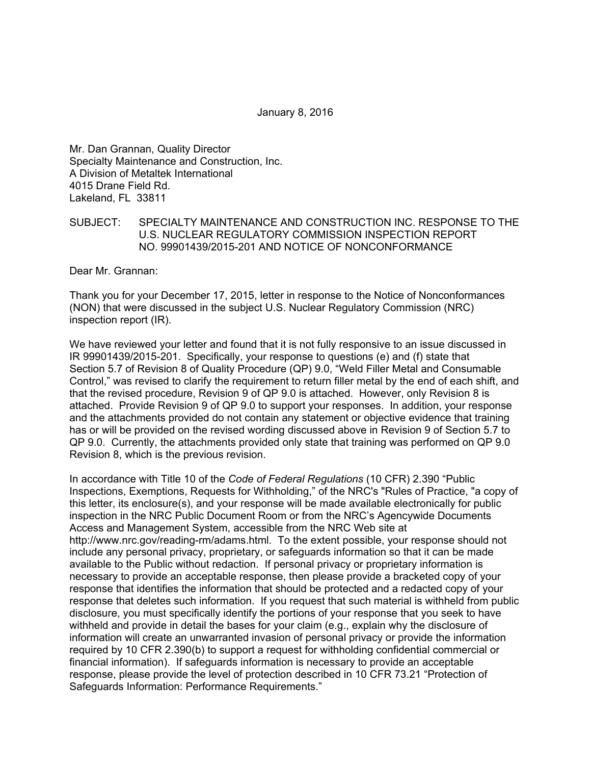January 8, 2016

Mr. Dan Grannan, Quality Director
Specialty Maintenance and Construction, Inc.
A Division of Metaltek International
4015 Drane Field Rd.
Lakeland, FL 33811

SUBJECT: SPECIALTY MAINTENANCE AND CONSTRUCTION INC. RESPONSE TO THE U.S. NUCLEAR REGULATORY COMMISSION INSPECTION REPORT NO. 99901439/2015-201 AND NOTICE OF NONCONFORMANCE

Dear Mr. Grannan:

Thank you for your December 17, 2015, letter in response to the Notice of Nonconformances (NON) that were discussed in the subject U.S. Nuclear Regulatory Commission (NRC) inspection report (IR).

We have reviewed your letter and found that it is not fully responsive to an issue discussed in IR 99901439/2015-201. Specifically, your response to questions (e) and (f) state that Section 5.7 of Revision 8 of Quality Procedure (QP) 9.0, "Weld Filler Metal and Consumable Control," was revised to clarify the requirement to return filler metal by the end of each shift, and that the revised procedure, Revision 9 of QP 9.0 is attached. However, only Revision 8 is attached. Provide Revision 9 of QP 9.0 to support your responses. In addition, your response and the attachments provided do not contain any statement or objective evidence that training has or will be provided on the revised wording discussed above in Revision 9 of Section 5.7 to QP 9.0. Currently, the attachments provided only state that training was performed on QP 9.0 Revision 8, which is the previous revision.

In accordance with Title 10 of the *Code of Federal Regulations* (10 CFR) 2.390 "Public Inspections, Exemptions, Requests for Withholding," of the NRC's "Rules of Practice, "a copy of this letter, its enclosure(s), and your response will be made available electronically for public inspection in the NRC Public Document Room or from the NRC's Agencywide Documents Access and Management System, accessible from the NRC Web site at http://www.nrc.gov/reading-rm/adams.html. To the extent possible, your response should not include any personal privacy, proprietary, or safeguards information so that it can be made available to the Public without redaction. If personal privacy or proprietary information is necessary to provide an acceptable response, then please provide a bracketed copy of your response that identifies the information that should be protected and a redacted copy of your response that deletes such information. If you request that such material is withheld from public disclosure, you must specifically identify the portions of your response that you seek to have withheld and provide in detail the bases for your claim (e.g., explain why the disclosure of information will create an unwarranted invasion of personal privacy or provide the information required by 10 CFR 2.390(b) to support a request for withholding confidential commercial or financial information). If safeguards information is necessary to provide an acceptable response, please provide the level of protection described in 10 CFR 73.21 "Protection of Safeguards Information: Performance Requirements."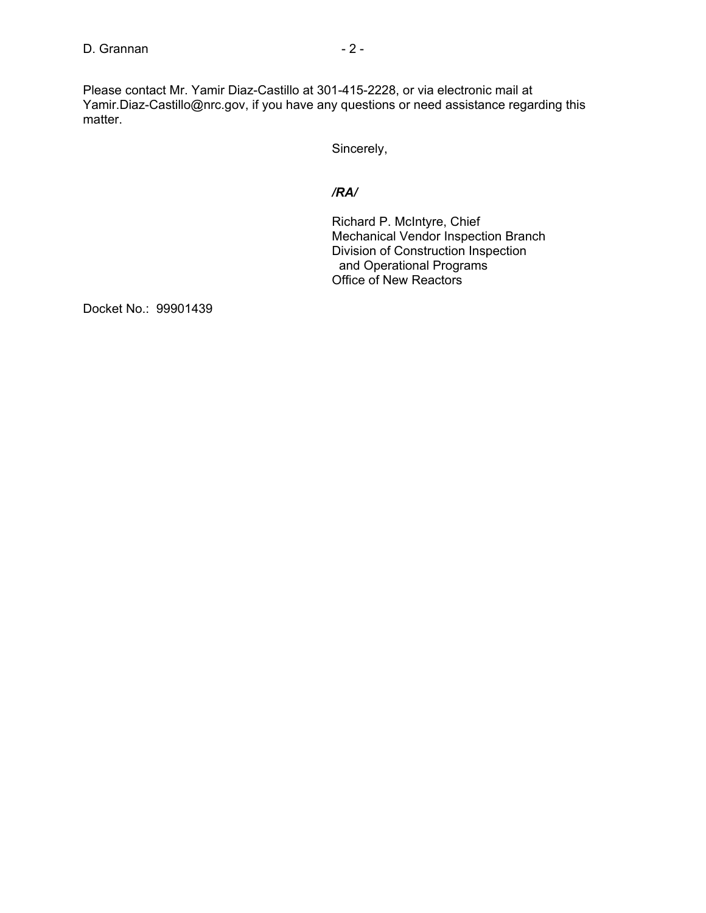Please contact Mr. Yamir Diaz-Castillo at 301-415-2228, or via electronic mail at Yamir.Diaz-Castillo@nrc.gov, if you have any questions or need assistance regarding this matter.

Sincerely,

*/RA/*

Richard P. McIntyre, Chief
Mechanical Vendor Inspection Branch
Division of Construction Inspection
and Operational Programs
Office of New Reactors

Docket No.: 99901439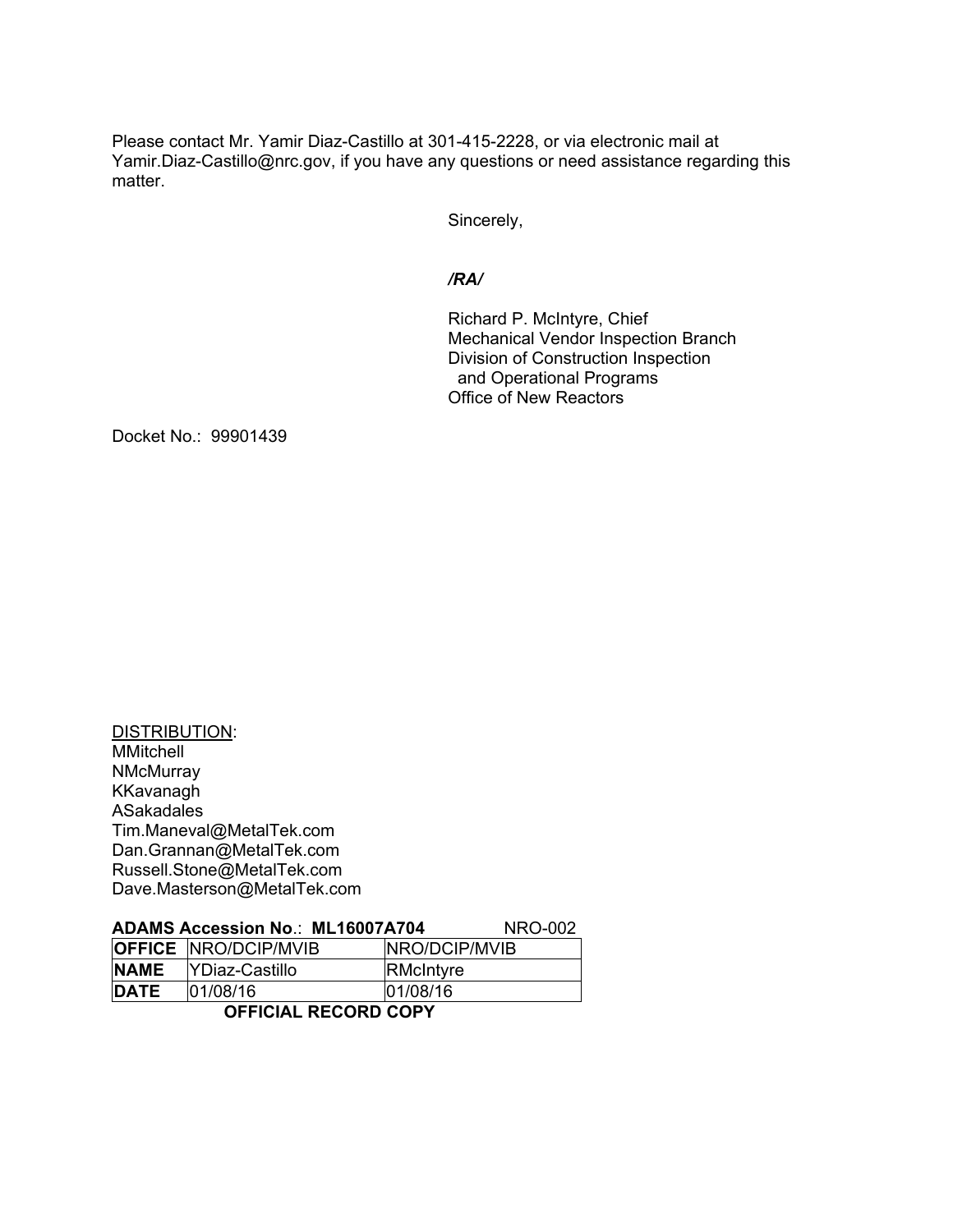Please contact Mr. Yamir Diaz-Castillo at 301-415-2228, or via electronic mail at Yamir.Diaz-Castillo@nrc.gov, if you have any questions or need assistance regarding this matter.

Sincerely,

*/RA/*

Richard P. McIntyre, Chief
Mechanical Vendor Inspection Branch
Division of Construction Inspection
and Operational Programs
Office of New Reactors

Docket No.: 99901439

DISTRIBUTION:
MMitchell
NMcMurray
KKavanagh
ASakadales
Tim.Maneval@MetalTek.com
Dan.Grannan@MetalTek.com
Russell.Stone@MetalTek.com
Dave.Masterson@MetalTek.com

**ADAMS Accession No.: ML16007A704** NRO-002

| | | |
|---|---|---|
| **OFFICE** | NRO/DCIP/MVIB | NRO/DCIP/MVIB |
| **NAME** | YDiaz-Castillo | RMcIntyre |
| **DATE** | 01/08/16 | 01/08/16 |

**OFFICIAL RECORD COPY**